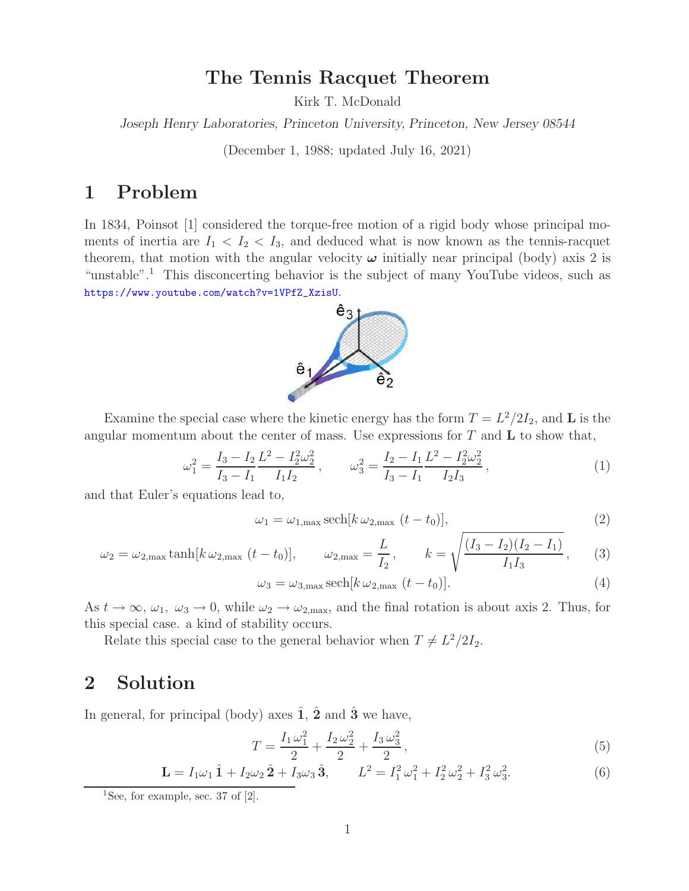# The Tennis Racquet Theorem

Kirk T. McDonald

*Joseph Henry Laboratories, Princeton University, Princeton, New Jersey 08544*

(December 1, 1988; updated July 16, 2021)

## 1 Problem

In 1834, Poinsot [1] considered the torque-free motion of a rigid body whose principal moments of inertia are $I_1 < I_2 < I_3$, and deduced what is now known as the tennis-racquet theorem, that motion with the angular velocity $\boldsymbol{\omega}$ initially near principal (body) axis 2 is "unstable".[1] This disconcerting behavior is the subject of many YouTube videos, such as https://www.youtube.com/watch?v=1VPfZ_XzisU.

Examine the special case where the kinetic energy has the form $T = L^2/2I_2$, and $\mathbf{L}$ is the angular momentum about the center of mass. Use expressions for $T$ and $\mathbf{L}$ to show that,

$$\omega_1^2 = \frac{I_3 - I_2}{I_3 - I_1} \frac{L^2 - I_2^2\omega_2^2}{I_1 I_2}, \qquad \omega_3^2 = \frac{I_2 - I_1}{I_3 - I_1} \frac{L^2 - I_2^2\omega_2^2}{I_2 I_3}, \tag{1}$$

and that Euler's equations lead to,

$$\omega_1 = \omega_{1,\max}\,\mathrm{sech}[k\,\omega_{2,\max}\,(t - t_0)], \tag{2}$$

$$\omega_2 = \omega_{2,\max}\tanh[k\,\omega_{2,\max}\,(t - t_0)], \qquad \omega_{2,\max} = \frac{L}{I_2}, \qquad k = \sqrt{\frac{(I_3 - I_2)(I_2 - I_1)}{I_1 I_3}}, \tag{3}$$

$$\omega_3 = \omega_{3,\max}\,\mathrm{sech}[k\,\omega_{2,\max}\,(t - t_0)]. \tag{4}$$

As $t \to \infty$, $\omega_1,\ \omega_3 \to 0$, while $\omega_2 \to \omega_{2,\max}$, and the final rotation is about axis 2. Thus, for this special case. a kind of stability occurs.

Relate this special case to the general behavior when $T \neq L^2/2I_2$.

## 2 Solution

In general, for principal (body) axes $\hat{\mathbf{1}}$, $\hat{\mathbf{2}}$ and $\hat{\mathbf{3}}$ we have,

$$T = \frac{I_1\,\omega_1^2}{2} + \frac{I_2\,\omega_2^2}{2} + \frac{I_3\,\omega_3^2}{2}, \tag{5}$$

$$\mathbf{L} = I_1\omega_1\,\hat{\mathbf{1}} + I_2\omega_2\,\hat{\mathbf{2}} + I_3\omega_3\,\hat{\mathbf{3}}, \qquad L^2 = I_1^2\,\omega_1^2 + I_2^2\,\omega_2^2 + I_3^2\,\omega_3^2. \tag{6}$$

[1] See, for example, sec. 37 of [2].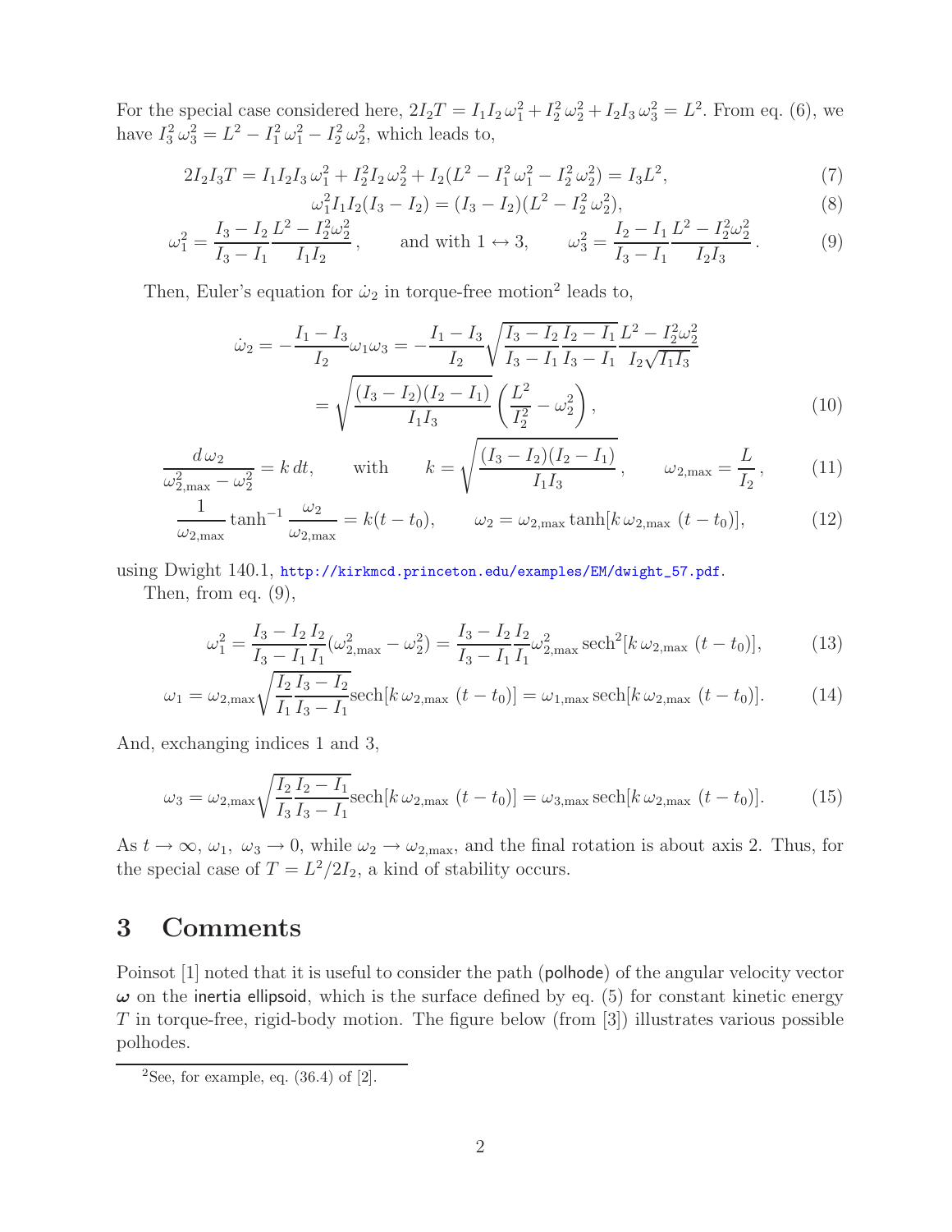For the special case considered here, $2I_2T = I_1 I_2\,\omega_1^2 + I_2^2\,\omega_2^2 + I_2 I_3\,\omega_3^2 = L^2$. From eq. (6), we have $I_3^2\,\omega_3^2 = L^2 - I_1^2\,\omega_1^2 - I_2^2\,\omega_2^2$, which leads to,

$$2I_2 I_3 T = I_1 I_2 I_3\,\omega_1^2 + I_2^2 I_2\,\omega_2^2 + I_2(L^2 - I_1^2\,\omega_1^2 - I_2^2\,\omega_2^2) = I_3 L^2, \tag{7}$$

$$\omega_1^2 I_1 I_2 (I_3 - I_2) = (I_3 - I_2)(L^2 - I_2^2\,\omega_2^2), \tag{8}$$

$$\omega_1^2 = \frac{I_3 - I_2}{I_3 - I_1}\frac{L^2 - I_2^2\omega_2^2}{I_1 I_2}, \qquad \text{and with } 1 \leftrightarrow 3, \qquad \omega_3^2 = \frac{I_2 - I_1}{I_3 - I_1}\frac{L^2 - I_2^2\omega_2^2}{I_2 I_3}. \tag{9}$$

Then, Euler's equation for $\dot{\omega}_2$ in torque-free motion[2] leads to,

$$\begin{aligned}\dot{\omega}_2 &= -\frac{I_1 - I_3}{I_2}\omega_1\omega_3 = -\frac{I_1 - I_3}{I_2}\sqrt{\frac{I_3 - I_2}{I_3 - I_1}\frac{I_2 - I_1}{I_3 - I_1}}\frac{L^2 - I_2^2\omega_2^2}{I_2\sqrt{I_1 I_3}} \\ &= \sqrt{\frac{(I_3 - I_2)(I_2 - I_1)}{I_1 I_3}}\left(\frac{L^2}{I_2^2} - \omega_2^2\right),\end{aligned} \tag{10}$$

$$\frac{d\,\omega_2}{\omega_{2,\max}^2 - \omega_2^2} = k\,dt, \qquad \text{with} \qquad k = \sqrt{\frac{(I_3 - I_2)(I_2 - I_1)}{I_1 I_3}}, \qquad \omega_{2,\max} = \frac{L}{I_2}, \tag{11}$$

$$\frac{1}{\omega_{2,\max}}\tanh^{-1}\frac{\omega_2}{\omega_{2,\max}} = k(t - t_0), \qquad \omega_2 = \omega_{2,\max}\tanh[k\,\omega_{2,\max}\,(t - t_0)], \tag{12}$$

using Dwight 140.1, http://kirkmcd.princeton.edu/examples/EM/dwight_57.pdf.

Then, from eq. (9),

$$\omega_1^2 = \frac{I_3 - I_2}{I_3 - I_1}\frac{I_2}{I_1}(\omega_{2,\max}^2 - \omega_2^2) = \frac{I_3 - I_2}{I_3 - I_1}\frac{I_2}{I_1}\omega_{2,\max}^2\,\mathrm{sech}^2[k\,\omega_{2,\max}\,(t - t_0)], \tag{13}$$

$$\omega_1 = \omega_{2,\max}\sqrt{\frac{I_2}{I_1}\frac{I_3 - I_2}{I_3 - I_1}}\mathrm{sech}[k\,\omega_{2,\max}\,(t - t_0)] = \omega_{1,\max}\,\mathrm{sech}[k\,\omega_{2,\max}\,(t - t_0)]. \tag{14}$$

And, exchanging indices 1 and 3,

$$\omega_3 = \omega_{2,\max}\sqrt{\frac{I_2}{I_3}\frac{I_2 - I_1}{I_3 - I_1}}\mathrm{sech}[k\,\omega_{2,\max}\,(t - t_0)] = \omega_{3,\max}\,\mathrm{sech}[k\,\omega_{2,\max}\,(t - t_0)]. \tag{15}$$

As $t \to \infty$, $\omega_1,\ \omega_3 \to 0$, while $\omega_2 \to \omega_{2,\max}$, and the final rotation is about axis 2. Thus, for the special case of $T = L^2/2I_2$, a kind of stability occurs.

# 3 Comments

Poinsot [1] noted that it is useful to consider the path (polhode) of the angular velocity vector $\boldsymbol{\omega}$ on the inertia ellipsoid, which is the surface defined by eq. (5) for constant kinetic energy $T$ in torque-free, rigid-body motion. The figure below (from [3]) illustrates various possible polhodes.

[2] See, for example, eq. (36.4) of [2].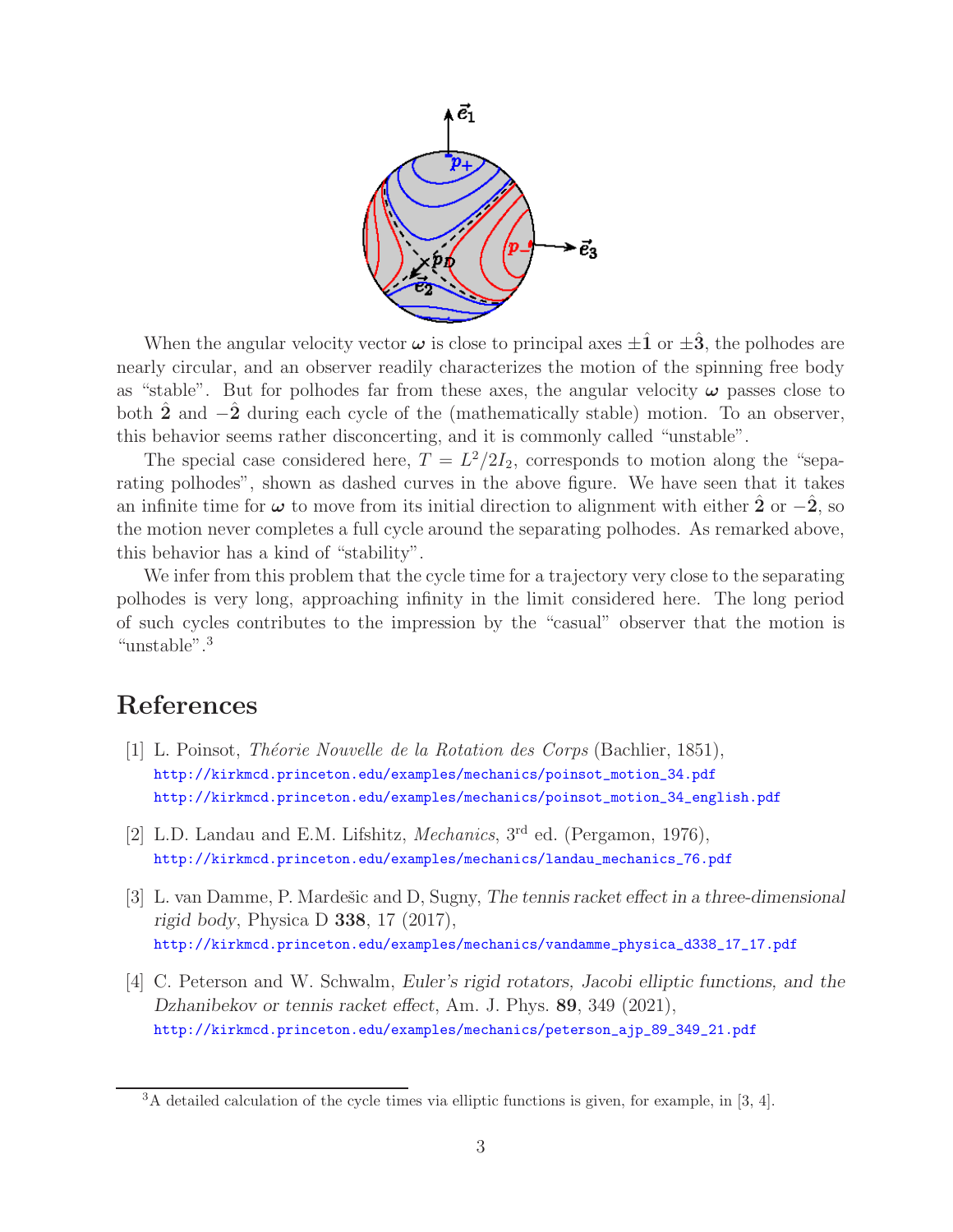$\vec{e}_1$

$p_+$

$p_-$

$\vec{e}_3$

$p_D$

$\vec{e}_2$

When the angular velocity vector $\boldsymbol{\omega}$ is close to principal axes $\pm\hat{\mathbf{1}}$ or $\pm\hat{\mathbf{3}}$, the polhodes are nearly circular, and an observer readily characterizes the motion of the spinning free body as "stable". But for polhodes far from these axes, the angular velocity $\boldsymbol{\omega}$ passes close to both $\hat{\mathbf{2}}$ and $-\hat{\mathbf{2}}$ during each cycle of the (mathematically stable) motion. To an observer, this behavior seems rather disconcerting, and it is commonly called "unstable".

The special case considered here, $T = L^2/2I_2$, corresponds to motion along the "separating polhodes", shown as dashed curves in the above figure. We have seen that it takes an infinite time for $\boldsymbol{\omega}$ to move from its initial direction to alignment with either $\hat{\mathbf{2}}$ or $-\hat{\mathbf{2}}$, so the motion never completes a full cycle around the separating polhodes. As remarked above, this behavior has a kind of "stability".

We infer from this problem that the cycle time for a trajectory very close to the separating polhodes is very long, approaching infinity in the limit considered here. The long period of such cycles contributes to the impression by the "casual" observer that the motion is "unstable".[3]

## References

[1] L. Poinsot, *Théorie Nouvelle de la Rotation des Corps* (Bachlier, 1851),
http://kirkmcd.princeton.edu/examples/mechanics/poinsot_motion_34.pdf
http://kirkmcd.princeton.edu/examples/mechanics/poinsot_motion_34_english.pdf

[2] L.D. Landau and E.M. Lifshitz, *Mechanics*, 3rd ed. (Pergamon, 1976),
http://kirkmcd.princeton.edu/examples/mechanics/landau_mechanics_76.pdf

[3] L. van Damme, P. Mardešic and D, Sugny, *The tennis racket effect in a three-dimensional rigid body*, Physica D **338**, 17 (2017),
http://kirkmcd.princeton.edu/examples/mechanics/vandamme_physica_d338_17_17.pdf

[4] C. Peterson and W. Schwalm, *Euler's rigid rotators, Jacobi elliptic functions, and the Dzhanibekov or tennis racket effect*, Am. J. Phys. **89**, 349 (2021),
http://kirkmcd.princeton.edu/examples/mechanics/peterson_ajp_89_349_21.pdf

---

[3] A detailed calculation of the cycle times via elliptic functions is given, for example, in [3, 4].